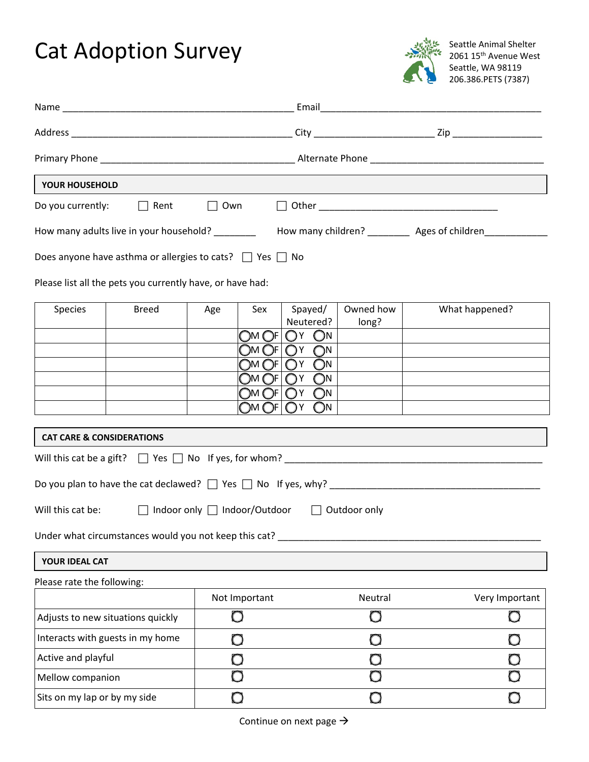# Cat Adoption Survey

Seattle Animal Shelter
2061 15th Avenue West
Seattle, WA 98119
206.386.PETS (7387)

Name ___________________________________________ Email__________________________________________

Address ___________________________________________ City _____________________ Zip ________________

Primary Phone ____________________________________ Alternate Phone _______________________________

## YOUR HOUSEHOLD

Do you currently: ☐ Rent ☐ Own ☐ Other ________________________________

How many adults live in your household? ________ How many children? ________ Ages of children___________

Does anyone have asthma or allergies to cats? ☐ Yes ☐ No

Please list all the pets you currently have, or have had:

| Species | Breed | Age | Sex | Spayed/ Neutered? | Owned how long? | What happened? |
|---|---|---|---|---|---|---|
| | | | ○M ○F | ○Y ○N | | |
| | | | ○M ○F | ○Y ○N | | |
| | | | ○M ○F | ○Y ○N | | |
| | | | ○M ○F | ○Y ○N | | |
| | | | ○M ○F | ○Y ○N | | |
| | | | ○M ○F | ○Y ○N | | |

## CAT CARE & CONSIDERATIONS

Will this cat be a gift? ☐ Yes ☐ No If yes, for whom? ________________________________________________

Do you plan to have the cat declawed? ☐ Yes ☐ No If yes, why? ______________________________________

Will this cat be: ☐ Indoor only ☐ Indoor/Outdoor ☐ Outdoor only

Under what circumstances would you not keep this cat? ________________________________________________

## YOUR IDEAL CAT

Please rate the following:

| | Not Important | Neutral | Very Important |
|---|---|---|---|
| Adjusts to new situations quickly | ○ | ○ | ○ |
| Interacts with guests in my home | ○ | ○ | ○ |
| Active and playful | ○ | ○ | ○ |
| Mellow companion | ○ | ○ | ○ |
| Sits on my lap or by my side | ○ | ○ | ○ |

Continue on next page →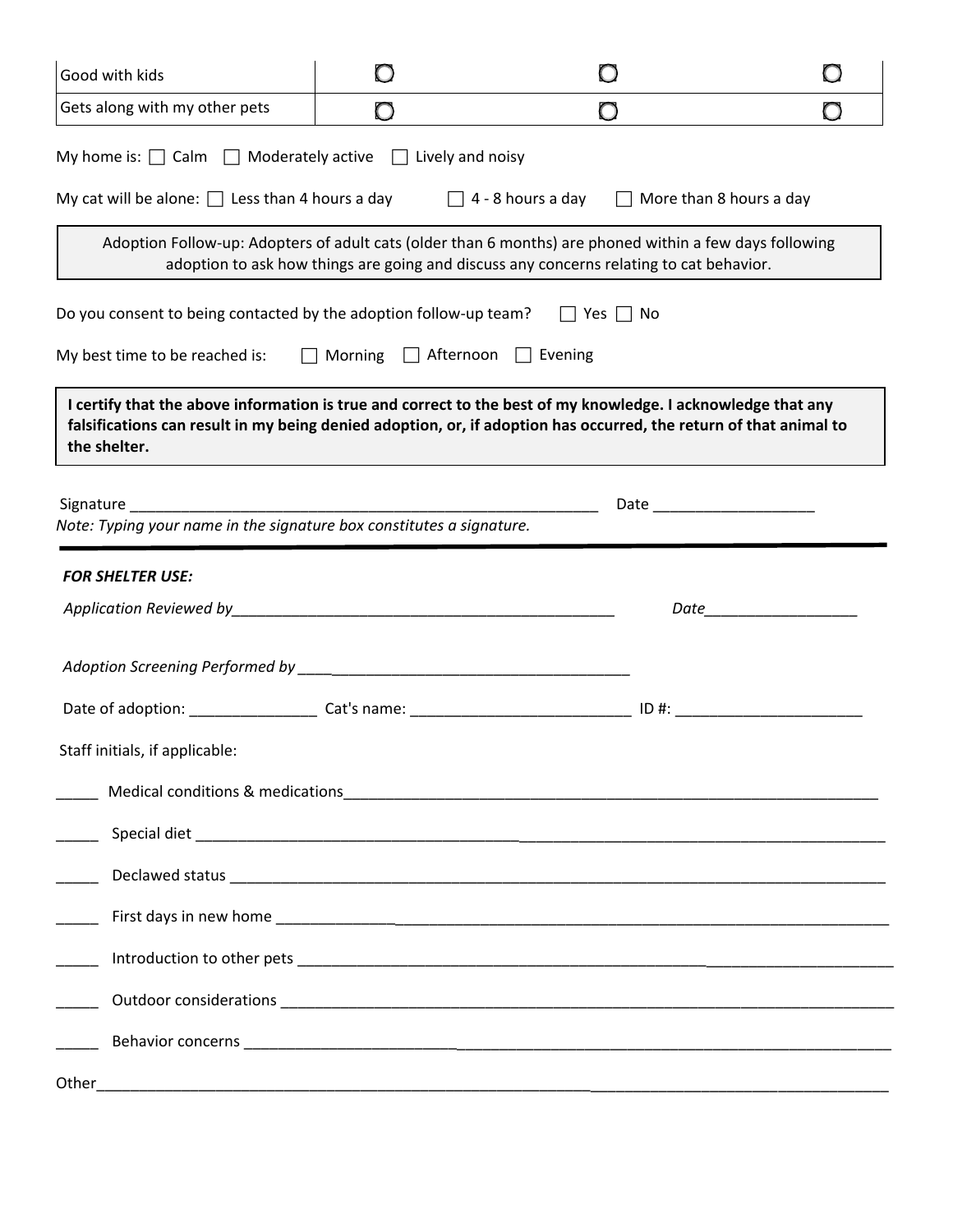| | | | |
|---|---|---|---|
| Good with kids | ○ | ○ | ○ |
| Gets along with my other pets | ○ | ○ | ○ |

My home is: ☐ Calm ☐ Moderately active ☐ Lively and noisy

My cat will be alone: ☐ Less than 4 hours a day ☐ 4 - 8 hours a day ☐ More than 8 hours a day

Adoption Follow-up: Adopters of adult cats (older than 6 months) are phoned within a few days following adoption to ask how things are going and discuss any concerns relating to cat behavior.

Do you consent to being contacted by the adoption follow-up team? ☐ Yes ☐ No

My best time to be reached is: ☐ Morning ☐ Afternoon ☐ Evening

**I certify that the above information is true and correct to the best of my knowledge. I acknowledge that any falsifications can result in my being denied adoption, or, if adoption has occurred, the return of that animal to the shelter.**

Signature ____________________________________________________ Date ___________________

*Note: Typing your name in the signature box constitutes a signature.*

***FOR SHELTER USE:***

*Application Reviewed by*_____________________________________________ *Date*__________________

*Adoption Screening Performed by* ______________________________________

Date of adoption: _______________ Cat's name: __________________________ ID #: ______________________

Staff initials, if applicable:

_____ Medical conditions & medications_____________________________________________________________

_____ Special diet _____________________________________________________________________________

_____ Declawed status __________________________________________________________________________

_____ First days in new home _____________________________________________________________________

_____ Introduction to other pets ___________________________________________________________________

_____ Outdoor considerations _____________________________________________________________________

_____ Behavior concerns _________________________________________________________________________

Other______________________________________________________________________________________